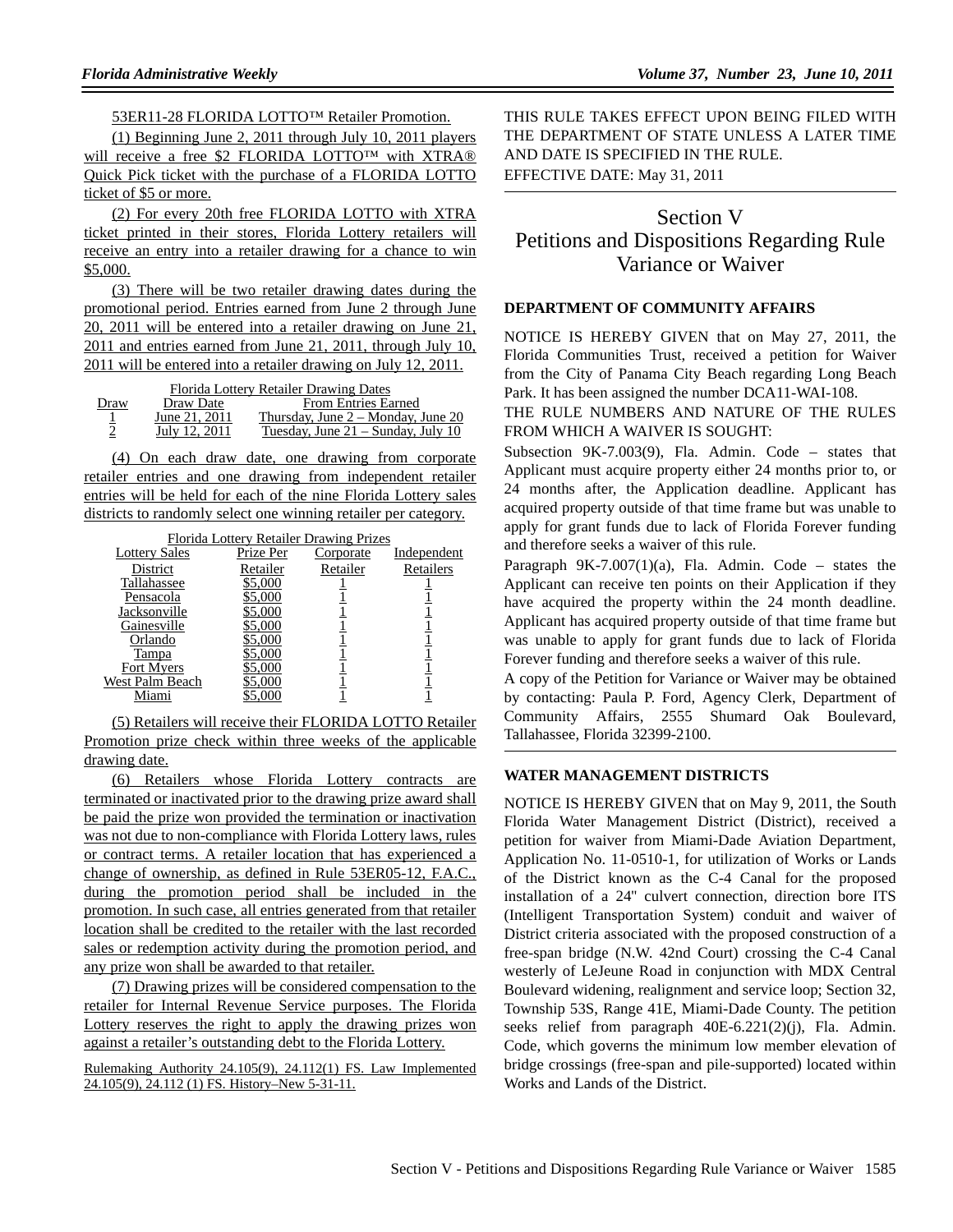53ER11-28 FLORIDA LOTTO™ Retailer Promotion.

(1) Beginning June 2, 2011 through July 10, 2011 players will receive a free $2 FLORIDA LOTTO™ with XTRA® Quick Pick ticket with the purchase of a FLORIDA LOTTO ticket of $5 or more.

(2) For every 20th free FLORIDA LOTTO with XTRA ticket printed in their stores, Florida Lottery retailers will receive an entry into a retailer drawing for a chance to win $5,000.

(3) There will be two retailer drawing dates during the promotional period. Entries earned from June 2 through June 20, 2011 will be entered into a retailer drawing on June 21, 2011 and entries earned from June 21, 2011, through July 10, 2011 will be entered into a retailer drawing on July 12, 2011.

Florida Lottery Retailer Drawing Dates

| Draw | Draw Date | From Entries Earned |
|---|---|---|
| 1 | June 21, 2011 | Thursday, June 2 – Monday, June 20 |
| 2 | July 12, 2011 | Tuesday, June 21 – Sunday, July 10 |

(4) On each draw date, one drawing from corporate retailer entries and one drawing from independent retailer entries will be held for each of the nine Florida Lottery sales districts to randomly select one winning retailer per category.

Florida Lottery Retailer Drawing Prizes

| Lottery Sales District | Prize Per Retailer | Corporate Retailer | Independent Retailers |
|---|---|---|---|
| Tallahassee | $5,000 | 1 | 1 |
| Pensacola | $5,000 | 1 | 1 |
| Jacksonville | $5,000 | 1 | 1 |
| Gainesville | $5,000 | 1 | 1 |
| Orlando | $5,000 | 1 | 1 |
| Tampa | $5,000 | 1 | 1 |
| Fort Myers | $5,000 | 1 | 1 |
| West Palm Beach | $5,000 | 1 | 1 |
| Miami | $5,000 | 1 | 1 |

(5) Retailers will receive their FLORIDA LOTTO Retailer Promotion prize check within three weeks of the applicable drawing date.

(6) Retailers whose Florida Lottery contracts are terminated or inactivated prior to the drawing prize award shall be paid the prize won provided the termination or inactivation was not due to non-compliance with Florida Lottery laws, rules or contract terms. A retailer location that has experienced a change of ownership, as defined in Rule 53ER05-12, F.A.C., during the promotion period shall be included in the promotion. In such case, all entries generated from that retailer location shall be credited to the retailer with the last recorded sales or redemption activity during the promotion period, and any prize won shall be awarded to that retailer.

(7) Drawing prizes will be considered compensation to the retailer for Internal Revenue Service purposes. The Florida Lottery reserves the right to apply the drawing prizes won against a retailer's outstanding debt to the Florida Lottery.

Rulemaking Authority 24.105(9), 24.112(1) FS. Law Implemented 24.105(9), 24.112 (1) FS. History–New 5-31-11.

THIS RULE TAKES EFFECT UPON BEING FILED WITH THE DEPARTMENT OF STATE UNLESS A LATER TIME AND DATE IS SPECIFIED IN THE RULE.
EFFECTIVE DATE: May 31, 2011

# Section V
# Petitions and Dispositions Regarding Rule Variance or Waiver

### DEPARTMENT OF COMMUNITY AFFAIRS

NOTICE IS HEREBY GIVEN that on May 27, 2011, the Florida Communities Trust, received a petition for Waiver from the City of Panama City Beach regarding Long Beach Park. It has been assigned the number DCA11-WAI-108.

THE RULE NUMBERS AND NATURE OF THE RULES FROM WHICH A WAIVER IS SOUGHT:

Subsection 9K-7.003(9), Fla. Admin. Code – states that Applicant must acquire property either 24 months prior to, or 24 months after, the Application deadline. Applicant has acquired property outside of that time frame but was unable to apply for grant funds due to lack of Florida Forever funding and therefore seeks a waiver of this rule.

Paragraph 9K-7.007(1)(a), Fla. Admin. Code – states the Applicant can receive ten points on their Application if they have acquired the property within the 24 month deadline. Applicant has acquired property outside of that time frame but was unable to apply for grant funds due to lack of Florida Forever funding and therefore seeks a waiver of this rule.

A copy of the Petition for Variance or Waiver may be obtained by contacting: Paula P. Ford, Agency Clerk, Department of Community Affairs, 2555 Shumard Oak Boulevard, Tallahassee, Florida 32399-2100.

### WATER MANAGEMENT DISTRICTS

NOTICE IS HEREBY GIVEN that on May 9, 2011, the South Florida Water Management District (District), received a petition for waiver from Miami-Dade Aviation Department, Application No. 11-0510-1, for utilization of Works or Lands of the District known as the C-4 Canal for the proposed installation of a 24" culvert connection, direction bore ITS (Intelligent Transportation System) conduit and waiver of District criteria associated with the proposed construction of a free-span bridge (N.W. 42nd Court) crossing the C-4 Canal westerly of LeJeune Road in conjunction with MDX Central Boulevard widening, realignment and service loop; Section 32, Township 53S, Range 41E, Miami-Dade County. The petition seeks relief from paragraph 40E-6.221(2)(j), Fla. Admin. Code, which governs the minimum low member elevation of bridge crossings (free-span and pile-supported) located within Works and Lands of the District.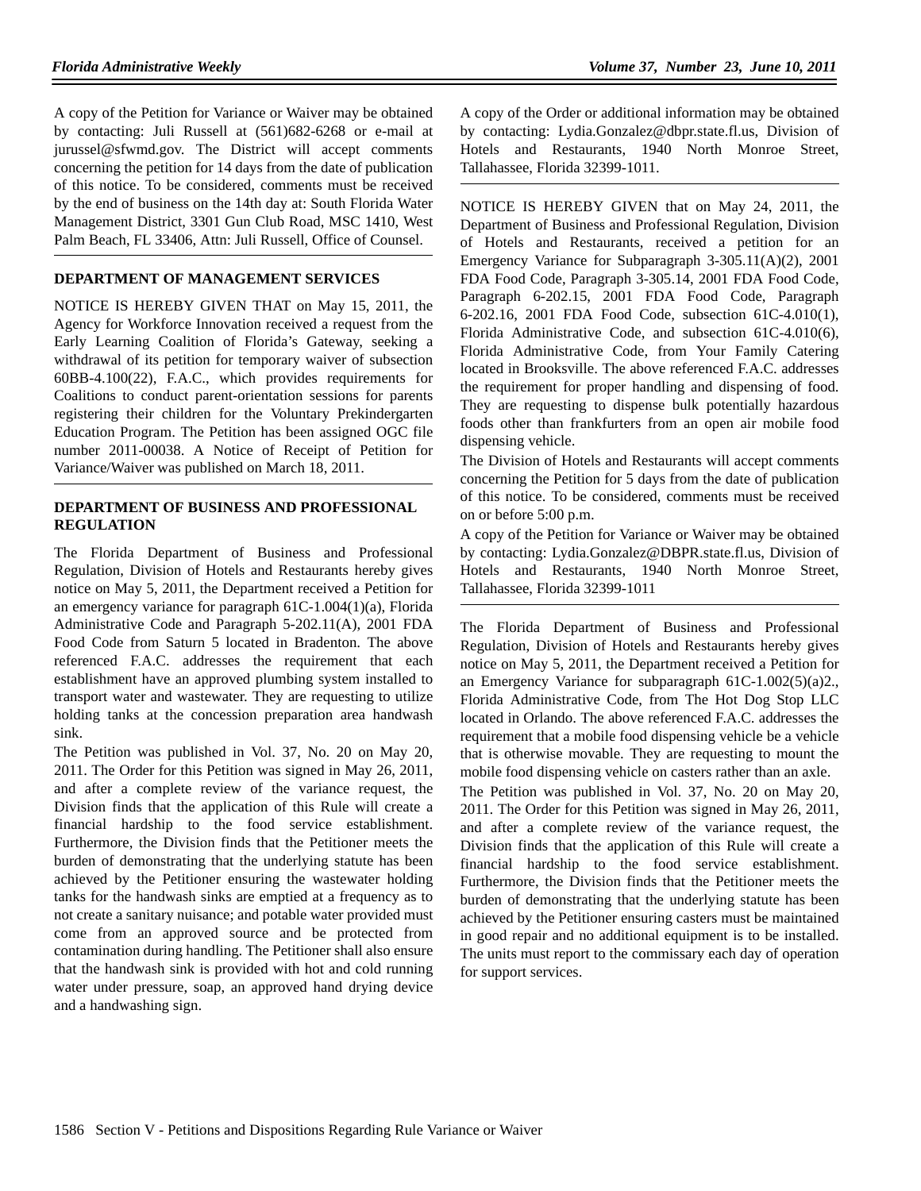A copy of the Petition for Variance or Waiver may be obtained by contacting: Juli Russell at (561)682-6268 or e-mail at jurussel@sfwmd.gov. The District will accept comments concerning the petition for 14 days from the date of publication of this notice. To be considered, comments must be received by the end of business on the 14th day at: South Florida Water Management District, 3301 Gun Club Road, MSC 1410, West Palm Beach, FL 33406, Attn: Juli Russell, Office of Counsel.

## DEPARTMENT OF MANAGEMENT SERVICES

NOTICE IS HEREBY GIVEN THAT on May 15, 2011, the Agency for Workforce Innovation received a request from the Early Learning Coalition of Florida's Gateway, seeking a withdrawal of its petition for temporary waiver of subsection 60BB-4.100(22), F.A.C., which provides requirements for Coalitions to conduct parent-orientation sessions for parents registering their children for the Voluntary Prekindergarten Education Program. The Petition has been assigned OGC file number 2011-00038. A Notice of Receipt of Petition for Variance/Waiver was published on March 18, 2011.

## DEPARTMENT OF BUSINESS AND PROFESSIONAL REGULATION

The Florida Department of Business and Professional Regulation, Division of Hotels and Restaurants hereby gives notice on May 5, 2011, the Department received a Petition for an emergency variance for paragraph 61C-1.004(1)(a), Florida Administrative Code and Paragraph 5-202.11(A), 2001 FDA Food Code from Saturn 5 located in Bradenton. The above referenced F.A.C. addresses the requirement that each establishment have an approved plumbing system installed to transport water and wastewater. They are requesting to utilize holding tanks at the concession preparation area handwash sink.

The Petition was published in Vol. 37, No. 20 on May 20, 2011. The Order for this Petition was signed in May 26, 2011, and after a complete review of the variance request, the Division finds that the application of this Rule will create a financial hardship to the food service establishment. Furthermore, the Division finds that the Petitioner meets the burden of demonstrating that the underlying statute has been achieved by the Petitioner ensuring the wastewater holding tanks for the handwash sinks are emptied at a frequency as to not create a sanitary nuisance; and potable water provided must come from an approved source and be protected from contamination during handling. The Petitioner shall also ensure that the handwash sink is provided with hot and cold running water under pressure, soap, an approved hand drying device and a handwashing sign.

A copy of the Order or additional information may be obtained by contacting: Lydia.Gonzalez@dbpr.state.fl.us, Division of Hotels and Restaurants, 1940 North Monroe Street, Tallahassee, Florida 32399-1011.

NOTICE IS HEREBY GIVEN that on May 24, 2011, the Department of Business and Professional Regulation, Division of Hotels and Restaurants, received a petition for an Emergency Variance for Subparagraph 3-305.11(A)(2), 2001 FDA Food Code, Paragraph 3-305.14, 2001 FDA Food Code, Paragraph 6-202.15, 2001 FDA Food Code, Paragraph 6-202.16, 2001 FDA Food Code, subsection 61C-4.010(1), Florida Administrative Code, and subsection 61C-4.010(6), Florida Administrative Code, from Your Family Catering located in Brooksville. The above referenced F.A.C. addresses the requirement for proper handling and dispensing of food. They are requesting to dispense bulk potentially hazardous foods other than frankfurters from an open air mobile food dispensing vehicle.

The Division of Hotels and Restaurants will accept comments concerning the Petition for 5 days from the date of publication of this notice. To be considered, comments must be received on or before 5:00 p.m.

A copy of the Petition for Variance or Waiver may be obtained by contacting: Lydia.Gonzalez@DBPR.state.fl.us, Division of Hotels and Restaurants, 1940 North Monroe Street, Tallahassee, Florida 32399-1011

The Florida Department of Business and Professional Regulation, Division of Hotels and Restaurants hereby gives notice on May 5, 2011, the Department received a Petition for an Emergency Variance for subparagraph 61C-1.002(5)(a)2., Florida Administrative Code, from The Hot Dog Stop LLC located in Orlando. The above referenced F.A.C. addresses the requirement that a mobile food dispensing vehicle be a vehicle that is otherwise movable. They are requesting to mount the mobile food dispensing vehicle on casters rather than an axle.

The Petition was published in Vol. 37, No. 20 on May 20, 2011. The Order for this Petition was signed in May 26, 2011, and after a complete review of the variance request, the Division finds that the application of this Rule will create a financial hardship to the food service establishment. Furthermore, the Division finds that the Petitioner meets the burden of demonstrating that the underlying statute has been achieved by the Petitioner ensuring casters must be maintained in good repair and no additional equipment is to be installed. The units must report to the commissary each day of operation for support services.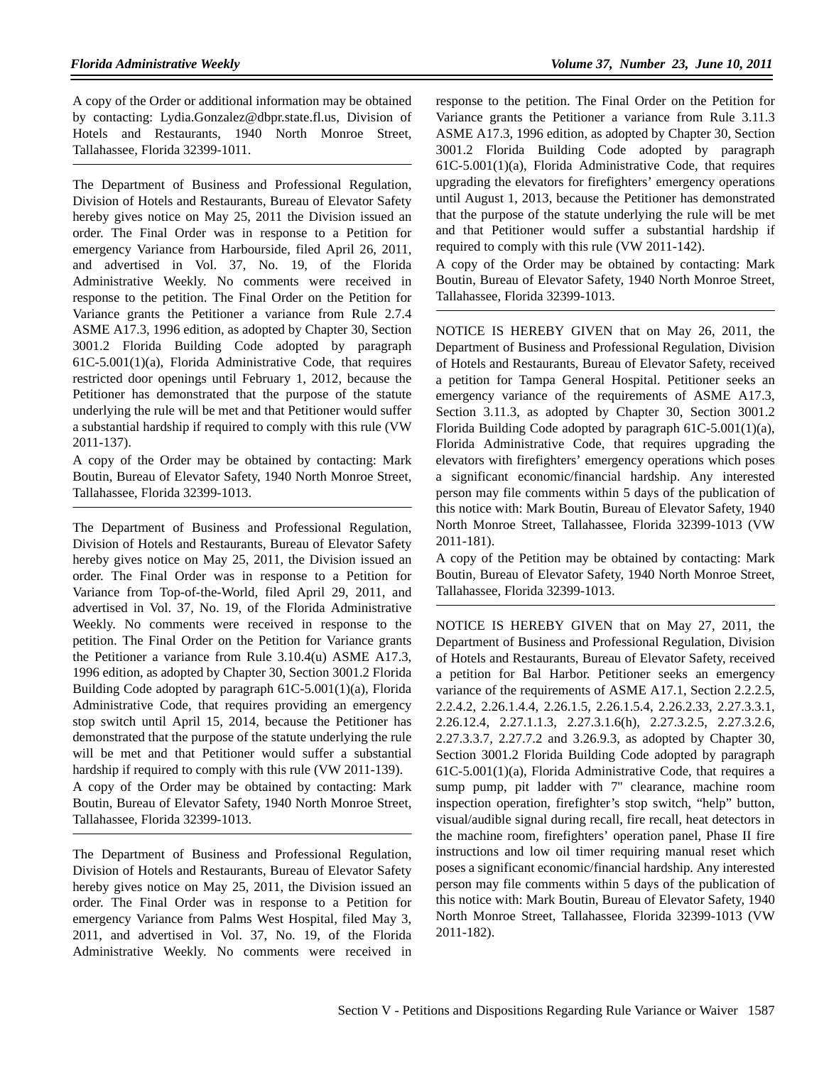A copy of the Order or additional information may be obtained by contacting: Lydia.Gonzalez@dbpr.state.fl.us, Division of Hotels and Restaurants, 1940 North Monroe Street, Tallahassee, Florida 32399-1011.

---

The Department of Business and Professional Regulation, Division of Hotels and Restaurants, Bureau of Elevator Safety hereby gives notice on May 25, 2011 the Division issued an order. The Final Order was in response to a Petition for emergency Variance from Harbourside, filed April 26, 2011, and advertised in Vol. 37, No. 19, of the Florida Administrative Weekly. No comments were received in response to the petition. The Final Order on the Petition for Variance grants the Petitioner a variance from Rule 2.7.4 ASME A17.3, 1996 edition, as adopted by Chapter 30, Section 3001.2 Florida Building Code adopted by paragraph 61C-5.001(1)(a), Florida Administrative Code, that requires restricted door openings until February 1, 2012, because the Petitioner has demonstrated that the purpose of the statute underlying the rule will be met and that Petitioner would suffer a substantial hardship if required to comply with this rule (VW 2011-137).

A copy of the Order may be obtained by contacting: Mark Boutin, Bureau of Elevator Safety, 1940 North Monroe Street, Tallahassee, Florida 32399-1013.

---

The Department of Business and Professional Regulation, Division of Hotels and Restaurants, Bureau of Elevator Safety hereby gives notice on May 25, 2011, the Division issued an order. The Final Order was in response to a Petition for Variance from Top-of-the-World, filed April 29, 2011, and advertised in Vol. 37, No. 19, of the Florida Administrative Weekly. No comments were received in response to the petition. The Final Order on the Petition for Variance grants the Petitioner a variance from Rule 3.10.4(u) ASME A17.3, 1996 edition, as adopted by Chapter 30, Section 3001.2 Florida Building Code adopted by paragraph 61C-5.001(1)(a), Florida Administrative Code, that requires providing an emergency stop switch until April 15, 2014, because the Petitioner has demonstrated that the purpose of the statute underlying the rule will be met and that Petitioner would suffer a substantial hardship if required to comply with this rule (VW 2011-139).

A copy of the Order may be obtained by contacting: Mark Boutin, Bureau of Elevator Safety, 1940 North Monroe Street, Tallahassee, Florida 32399-1013.

---

The Department of Business and Professional Regulation, Division of Hotels and Restaurants, Bureau of Elevator Safety hereby gives notice on May 25, 2011, the Division issued an order. The Final Order was in response to a Petition for emergency Variance from Palms West Hospital, filed May 3, 2011, and advertised in Vol. 37, No. 19, of the Florida Administrative Weekly. No comments were received in response to the petition. The Final Order on the Petition for Variance grants the Petitioner a variance from Rule 3.11.3 ASME A17.3, 1996 edition, as adopted by Chapter 30, Section 3001.2 Florida Building Code adopted by paragraph 61C-5.001(1)(a), Florida Administrative Code, that requires upgrading the elevators for firefighters' emergency operations until August 1, 2013, because the Petitioner has demonstrated that the purpose of the statute underlying the rule will be met and that Petitioner would suffer a substantial hardship if required to comply with this rule (VW 2011-142).

A copy of the Order may be obtained by contacting: Mark Boutin, Bureau of Elevator Safety, 1940 North Monroe Street, Tallahassee, Florida 32399-1013.

---

NOTICE IS HEREBY GIVEN that on May 26, 2011, the Department of Business and Professional Regulation, Division of Hotels and Restaurants, Bureau of Elevator Safety, received a petition for Tampa General Hospital. Petitioner seeks an emergency variance of the requirements of ASME A17.3, Section 3.11.3, as adopted by Chapter 30, Section 3001.2 Florida Building Code adopted by paragraph 61C-5.001(1)(a), Florida Administrative Code, that requires upgrading the elevators with firefighters' emergency operations which poses a significant economic/financial hardship. Any interested person may file comments within 5 days of the publication of this notice with: Mark Boutin, Bureau of Elevator Safety, 1940 North Monroe Street, Tallahassee, Florida 32399-1013 (VW 2011-181).

A copy of the Petition may be obtained by contacting: Mark Boutin, Bureau of Elevator Safety, 1940 North Monroe Street, Tallahassee, Florida 32399-1013.

---

NOTICE IS HEREBY GIVEN that on May 27, 2011, the Department of Business and Professional Regulation, Division of Hotels and Restaurants, Bureau of Elevator Safety, received a petition for Bal Harbor. Petitioner seeks an emergency variance of the requirements of ASME A17.1, Section 2.2.2.5, 2.2.4.2, 2.26.1.4.4, 2.26.1.5, 2.26.1.5.4, 2.26.2.33, 2.27.3.3.1, 2.26.12.4, 2.27.1.1.3, 2.27.3.1.6(h), 2.27.3.2.5, 2.27.3.2.6, 2.27.3.3.7, 2.27.7.2 and 3.26.9.3, as adopted by Chapter 30, Section 3001.2 Florida Building Code adopted by paragraph 61C-5.001(1)(a), Florida Administrative Code, that requires a sump pump, pit ladder with 7" clearance, machine room inspection operation, firefighter's stop switch, "help" button, visual/audible signal during recall, fire recall, heat detectors in the machine room, firefighters' operation panel, Phase II fire instructions and low oil timer requiring manual reset which poses a significant economic/financial hardship. Any interested person may file comments within 5 days of the publication of this notice with: Mark Boutin, Bureau of Elevator Safety, 1940 North Monroe Street, Tallahassee, Florida 32399-1013 (VW 2011-182).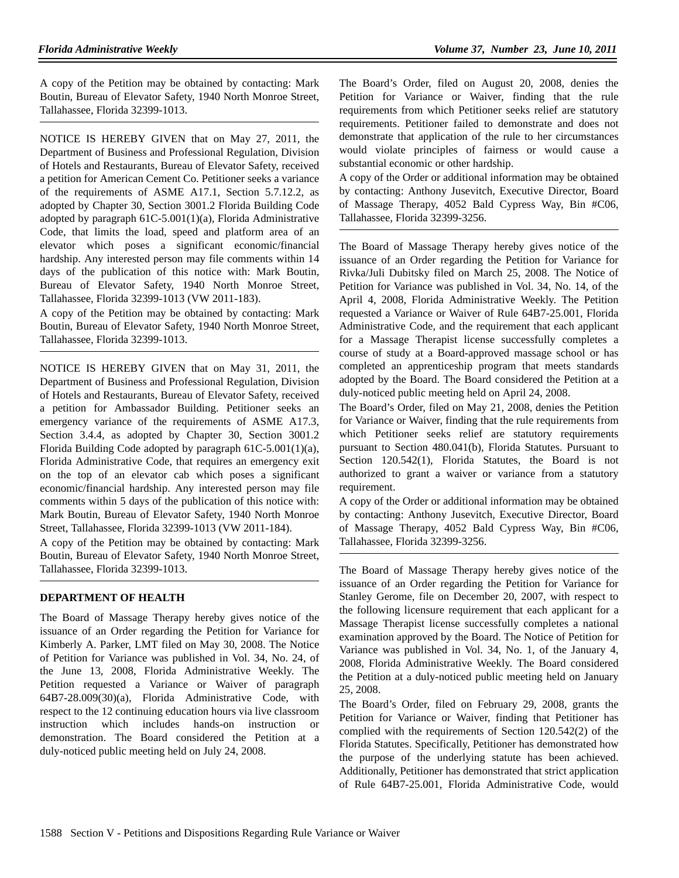A copy of the Petition may be obtained by contacting: Mark Boutin, Bureau of Elevator Safety, 1940 North Monroe Street, Tallahassee, Florida 32399-1013.

---

NOTICE IS HEREBY GIVEN that on May 27, 2011, the Department of Business and Professional Regulation, Division of Hotels and Restaurants, Bureau of Elevator Safety, received a petition for American Cement Co. Petitioner seeks a variance of the requirements of ASME A17.1, Section 5.7.12.2, as adopted by Chapter 30, Section 3001.2 Florida Building Code adopted by paragraph 61C-5.001(1)(a), Florida Administrative Code, that limits the load, speed and platform area of an elevator which poses a significant economic/financial hardship. Any interested person may file comments within 14 days of the publication of this notice with: Mark Boutin, Bureau of Elevator Safety, 1940 North Monroe Street, Tallahassee, Florida 32399-1013 (VW 2011-183).

A copy of the Petition may be obtained by contacting: Mark Boutin, Bureau of Elevator Safety, 1940 North Monroe Street, Tallahassee, Florida 32399-1013.

---

NOTICE IS HEREBY GIVEN that on May 31, 2011, the Department of Business and Professional Regulation, Division of Hotels and Restaurants, Bureau of Elevator Safety, received a petition for Ambassador Building. Petitioner seeks an emergency variance of the requirements of ASME A17.3, Section 3.4.4, as adopted by Chapter 30, Section 3001.2 Florida Building Code adopted by paragraph 61C-5.001(1)(a), Florida Administrative Code, that requires an emergency exit on the top of an elevator cab which poses a significant economic/financial hardship. Any interested person may file comments within 5 days of the publication of this notice with: Mark Boutin, Bureau of Elevator Safety, 1940 North Monroe Street, Tallahassee, Florida 32399-1013 (VW 2011-184).

A copy of the Petition may be obtained by contacting: Mark Boutin, Bureau of Elevator Safety, 1940 North Monroe Street, Tallahassee, Florida 32399-1013.

---

**DEPARTMENT OF HEALTH**

The Board of Massage Therapy hereby gives notice of the issuance of an Order regarding the Petition for Variance for Kimberly A. Parker, LMT filed on May 30, 2008. The Notice of Petition for Variance was published in Vol. 34, No. 24, of the June 13, 2008, Florida Administrative Weekly. The Petition requested a Variance or Waiver of paragraph 64B7-28.009(30)(a), Florida Administrative Code, with respect to the 12 continuing education hours via live classroom instruction which includes hands-on instruction or demonstration. The Board considered the Petition at a duly-noticed public meeting held on July 24, 2008.

The Board's Order, filed on August 20, 2008, denies the Petition for Variance or Waiver, finding that the rule requirements from which Petitioner seeks relief are statutory requirements. Petitioner failed to demonstrate and does not demonstrate that application of the rule to her circumstances would violate principles of fairness or would cause a substantial economic or other hardship.

A copy of the Order or additional information may be obtained by contacting: Anthony Jusevitch, Executive Director, Board of Massage Therapy, 4052 Bald Cypress Way, Bin #C06, Tallahassee, Florida 32399-3256.

---

The Board of Massage Therapy hereby gives notice of the issuance of an Order regarding the Petition for Variance for Rivka/Juli Dubitsky filed on March 25, 2008. The Notice of Petition for Variance was published in Vol. 34, No. 14, of the April 4, 2008, Florida Administrative Weekly. The Petition requested a Variance or Waiver of Rule 64B7-25.001, Florida Administrative Code, and the requirement that each applicant for a Massage Therapist license successfully completes a course of study at a Board-approved massage school or has completed an apprenticeship program that meets standards adopted by the Board. The Board considered the Petition at a duly-noticed public meeting held on April 24, 2008.

The Board's Order, filed on May 21, 2008, denies the Petition for Variance or Waiver, finding that the rule requirements from which Petitioner seeks relief are statutory requirements pursuant to Section 480.041(b), Florida Statutes. Pursuant to Section 120.542(1), Florida Statutes, the Board is not authorized to grant a waiver or variance from a statutory requirement.

A copy of the Order or additional information may be obtained by contacting: Anthony Jusevitch, Executive Director, Board of Massage Therapy, 4052 Bald Cypress Way, Bin #C06, Tallahassee, Florida 32399-3256.

---

The Board of Massage Therapy hereby gives notice of the issuance of an Order regarding the Petition for Variance for Stanley Gerome, file on December 20, 2007, with respect to the following licensure requirement that each applicant for a Massage Therapist license successfully completes a national examination approved by the Board. The Notice of Petition for Variance was published in Vol. 34, No. 1, of the January 4, 2008, Florida Administrative Weekly. The Board considered the Petition at a duly-noticed public meeting held on January 25, 2008.

The Board's Order, filed on February 29, 2008, grants the Petition for Variance or Waiver, finding that Petitioner has complied with the requirements of Section 120.542(2) of the Florida Statutes. Specifically, Petitioner has demonstrated how the purpose of the underlying statute has been achieved. Additionally, Petitioner has demonstrated that strict application of Rule 64B7-25.001, Florida Administrative Code, would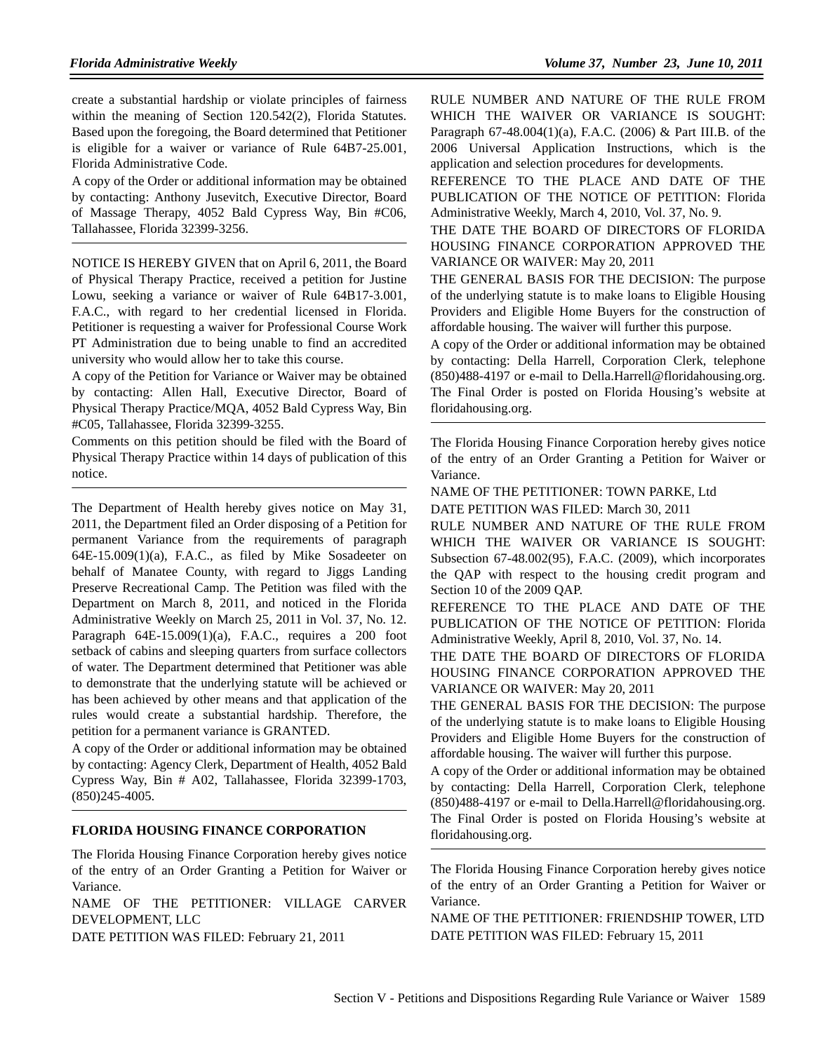create a substantial hardship or violate principles of fairness within the meaning of Section 120.542(2), Florida Statutes. Based upon the foregoing, the Board determined that Petitioner is eligible for a waiver or variance of Rule 64B7-25.001, Florida Administrative Code.

A copy of the Order or additional information may be obtained by contacting: Anthony Jusevitch, Executive Director, Board of Massage Therapy, 4052 Bald Cypress Way, Bin #C06, Tallahassee, Florida 32399-3256.

---

NOTICE IS HEREBY GIVEN that on April 6, 2011, the Board of Physical Therapy Practice, received a petition for Justine Lowu, seeking a variance or waiver of Rule 64B17-3.001, F.A.C., with regard to her credential licensed in Florida. Petitioner is requesting a waiver for Professional Course Work PT Administration due to being unable to find an accredited university who would allow her to take this course.

A copy of the Petition for Variance or Waiver may be obtained by contacting: Allen Hall, Executive Director, Board of Physical Therapy Practice/MQA, 4052 Bald Cypress Way, Bin #C05, Tallahassee, Florida 32399-3255.

Comments on this petition should be filed with the Board of Physical Therapy Practice within 14 days of publication of this notice.

---

The Department of Health hereby gives notice on May 31, 2011, the Department filed an Order disposing of a Petition for permanent Variance from the requirements of paragraph 64E-15.009(1)(a), F.A.C., as filed by Mike Sosadeeter on behalf of Manatee County, with regard to Jiggs Landing Preserve Recreational Camp. The Petition was filed with the Department on March 8, 2011, and noticed in the Florida Administrative Weekly on March 25, 2011 in Vol. 37, No. 12. Paragraph 64E-15.009(1)(a), F.A.C., requires a 200 foot setback of cabins and sleeping quarters from surface collectors of water. The Department determined that Petitioner was able to demonstrate that the underlying statute will be achieved or has been achieved by other means and that application of the rules would create a substantial hardship. Therefore, the petition for a permanent variance is GRANTED.

A copy of the Order or additional information may be obtained by contacting: Agency Clerk, Department of Health, 4052 Bald Cypress Way, Bin # A02, Tallahassee, Florida 32399-1703, (850)245-4005.

---

**FLORIDA HOUSING FINANCE CORPORATION**

The Florida Housing Finance Corporation hereby gives notice of the entry of an Order Granting a Petition for Waiver or Variance.

NAME OF THE PETITIONER: VILLAGE CARVER DEVELOPMENT, LLC

DATE PETITION WAS FILED: February 21, 2011

RULE NUMBER AND NATURE OF THE RULE FROM WHICH THE WAIVER OR VARIANCE IS SOUGHT: Paragraph 67-48.004(1)(a), F.A.C. (2006) & Part III.B. of the 2006 Universal Application Instructions, which is the application and selection procedures for developments.

REFERENCE TO THE PLACE AND DATE OF THE PUBLICATION OF THE NOTICE OF PETITION: Florida Administrative Weekly, March 4, 2010, Vol. 37, No. 9.

THE DATE THE BOARD OF DIRECTORS OF FLORIDA HOUSING FINANCE CORPORATION APPROVED THE VARIANCE OR WAIVER: May 20, 2011

THE GENERAL BASIS FOR THE DECISION: The purpose of the underlying statute is to make loans to Eligible Housing Providers and Eligible Home Buyers for the construction of affordable housing. The waiver will further this purpose.

A copy of the Order or additional information may be obtained by contacting: Della Harrell, Corporation Clerk, telephone (850)488-4197 or e-mail to Della.Harrell@floridahousing.org. The Final Order is posted on Florida Housing's website at floridahousing.org.

---

The Florida Housing Finance Corporation hereby gives notice of the entry of an Order Granting a Petition for Waiver or Variance.

NAME OF THE PETITIONER: TOWN PARKE, Ltd

DATE PETITION WAS FILED: March 30, 2011

RULE NUMBER AND NATURE OF THE RULE FROM WHICH THE WAIVER OR VARIANCE IS SOUGHT: Subsection 67-48.002(95), F.A.C. (2009), which incorporates the QAP with respect to the housing credit program and Section 10 of the 2009 QAP.

REFERENCE TO THE PLACE AND DATE OF THE PUBLICATION OF THE NOTICE OF PETITION: Florida Administrative Weekly, April 8, 2010, Vol. 37, No. 14.

THE DATE THE BOARD OF DIRECTORS OF FLORIDA HOUSING FINANCE CORPORATION APPROVED THE VARIANCE OR WAIVER: May 20, 2011

THE GENERAL BASIS FOR THE DECISION: The purpose of the underlying statute is to make loans to Eligible Housing Providers and Eligible Home Buyers for the construction of affordable housing. The waiver will further this purpose.

A copy of the Order or additional information may be obtained by contacting: Della Harrell, Corporation Clerk, telephone (850)488-4197 or e-mail to Della.Harrell@floridahousing.org. The Final Order is posted on Florida Housing's website at floridahousing.org.

---

The Florida Housing Finance Corporation hereby gives notice of the entry of an Order Granting a Petition for Waiver or Variance.

NAME OF THE PETITIONER: FRIENDSHIP TOWER, LTD

DATE PETITION WAS FILED: February 15, 2011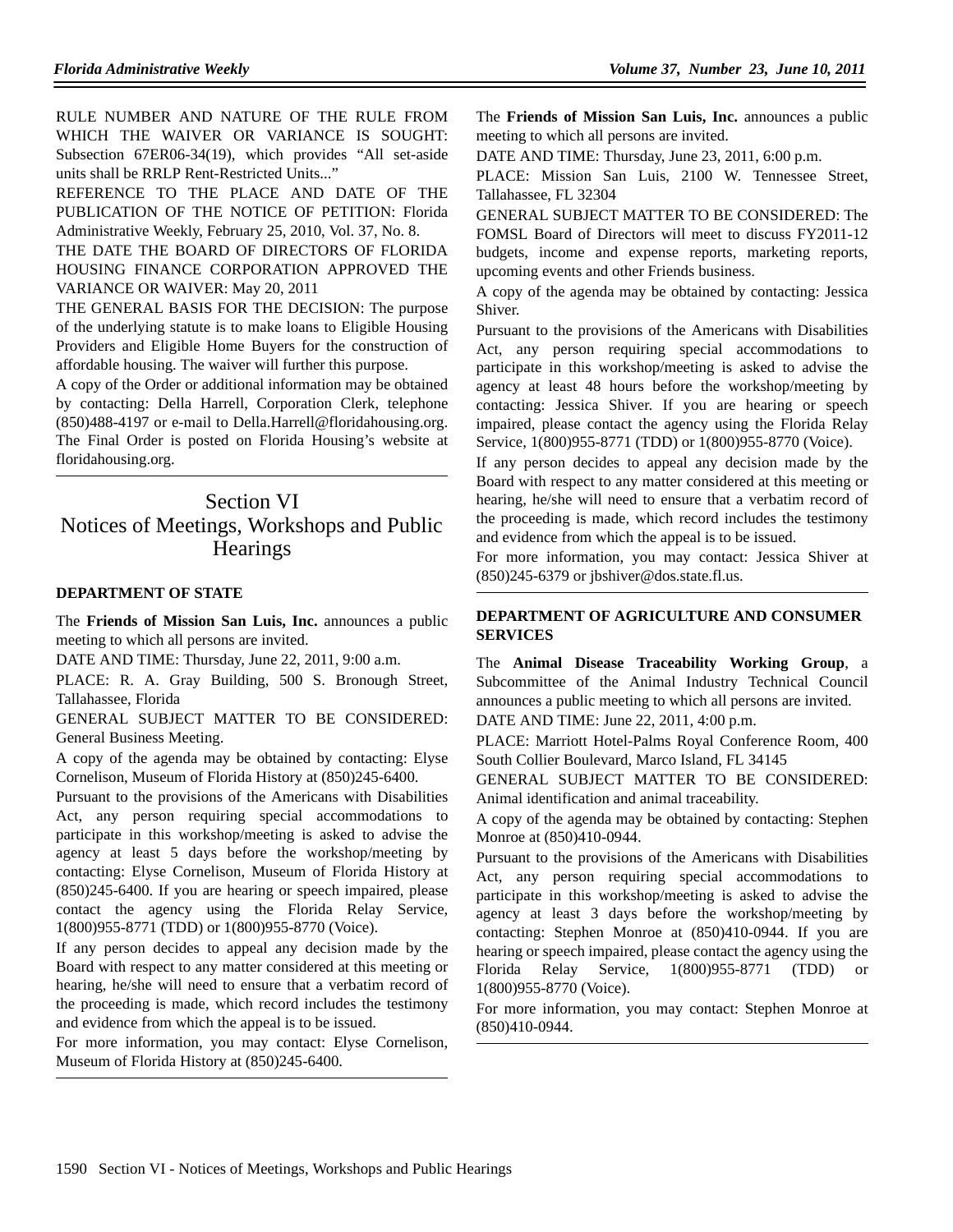RULE NUMBER AND NATURE OF THE RULE FROM WHICH THE WAIVER OR VARIANCE IS SOUGHT: Subsection 67ER06-34(19), which provides "All set-aside units shall be RRLP Rent-Restricted Units..."

REFERENCE TO THE PLACE AND DATE OF THE PUBLICATION OF THE NOTICE OF PETITION: Florida Administrative Weekly, February 25, 2010, Vol. 37, No. 8.

THE DATE THE BOARD OF DIRECTORS OF FLORIDA HOUSING FINANCE CORPORATION APPROVED THE VARIANCE OR WAIVER: May 20, 2011

THE GENERAL BASIS FOR THE DECISION: The purpose of the underlying statute is to make loans to Eligible Housing Providers and Eligible Home Buyers for the construction of affordable housing. The waiver will further this purpose.

A copy of the Order or additional information may be obtained by contacting: Della Harrell, Corporation Clerk, telephone (850)488-4197 or e-mail to Della.Harrell@floridahousing.org. The Final Order is posted on Florida Housing's website at floridahousing.org.

# Section VI Notices of Meetings, Workshops and Public Hearings

### DEPARTMENT OF STATE

The **Friends of Mission San Luis, Inc.** announces a public meeting to which all persons are invited.

DATE AND TIME: Thursday, June 22, 2011, 9:00 a.m.

PLACE: R. A. Gray Building, 500 S. Bronough Street, Tallahassee, Florida

GENERAL SUBJECT MATTER TO BE CONSIDERED: General Business Meeting.

A copy of the agenda may be obtained by contacting: Elyse Cornelison, Museum of Florida History at (850)245-6400.

Pursuant to the provisions of the Americans with Disabilities Act, any person requiring special accommodations to participate in this workshop/meeting is asked to advise the agency at least 5 days before the workshop/meeting by contacting: Elyse Cornelison, Museum of Florida History at (850)245-6400. If you are hearing or speech impaired, please contact the agency using the Florida Relay Service, 1(800)955-8771 (TDD) or 1(800)955-8770 (Voice).

If any person decides to appeal any decision made by the Board with respect to any matter considered at this meeting or hearing, he/she will need to ensure that a verbatim record of the proceeding is made, which record includes the testimony and evidence from which the appeal is to be issued.

For more information, you may contact: Elyse Cornelison, Museum of Florida History at (850)245-6400.

---

The **Friends of Mission San Luis, Inc.** announces a public meeting to which all persons are invited.

DATE AND TIME: Thursday, June 23, 2011, 6:00 p.m.

PLACE: Mission San Luis, 2100 W. Tennessee Street, Tallahassee, FL 32304

GENERAL SUBJECT MATTER TO BE CONSIDERED: The FOMSL Board of Directors will meet to discuss FY2011-12 budgets, income and expense reports, marketing reports, upcoming events and other Friends business.

A copy of the agenda may be obtained by contacting: Jessica Shiver.

Pursuant to the provisions of the Americans with Disabilities Act, any person requiring special accommodations to participate in this workshop/meeting is asked to advise the agency at least 48 hours before the workshop/meeting by contacting: Jessica Shiver. If you are hearing or speech impaired, please contact the agency using the Florida Relay Service, 1(800)955-8771 (TDD) or 1(800)955-8770 (Voice).

If any person decides to appeal any decision made by the Board with respect to any matter considered at this meeting or hearing, he/she will need to ensure that a verbatim record of the proceeding is made, which record includes the testimony and evidence from which the appeal is to be issued.

For more information, you may contact: Jessica Shiver at (850)245-6379 or jbshiver@dos.state.fl.us.

### DEPARTMENT OF AGRICULTURE AND CONSUMER SERVICES

The **Animal Disease Traceability Working Group**, a Subcommittee of the Animal Industry Technical Council announces a public meeting to which all persons are invited.

DATE AND TIME: June 22, 2011, 4:00 p.m.

PLACE: Marriott Hotel-Palms Royal Conference Room, 400 South Collier Boulevard, Marco Island, FL 34145

GENERAL SUBJECT MATTER TO BE CONSIDERED: Animal identification and animal traceability.

A copy of the agenda may be obtained by contacting: Stephen Monroe at (850)410-0944.

Pursuant to the provisions of the Americans with Disabilities Act, any person requiring special accommodations to participate in this workshop/meeting is asked to advise the agency at least 3 days before the workshop/meeting by contacting: Stephen Monroe at (850)410-0944. If you are hearing or speech impaired, please contact the agency using the Florida Relay Service, 1(800)955-8771 (TDD) or 1(800)955-8770 (Voice).

For more information, you may contact: Stephen Monroe at (850)410-0944.